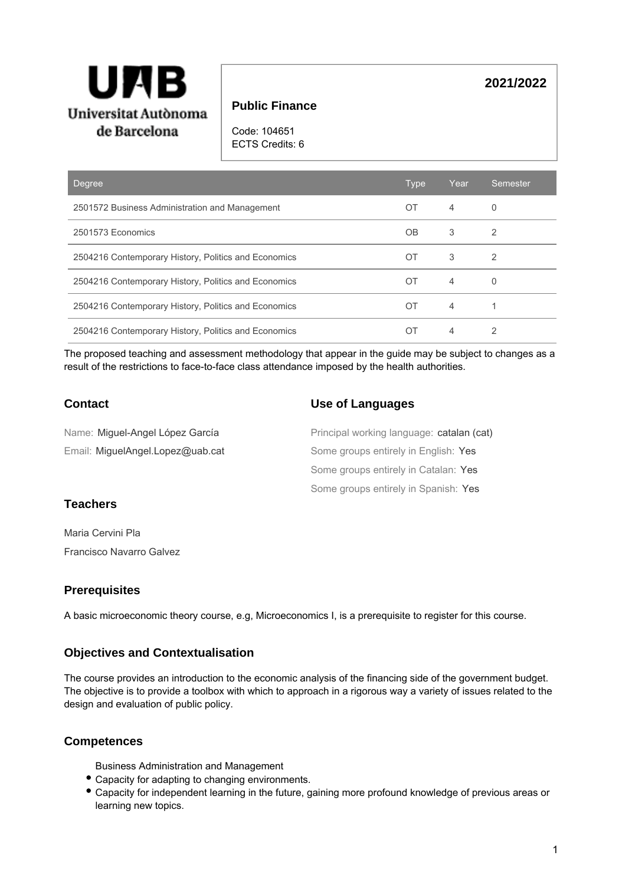Universitat Autònoma de Barcelona

**2021/2022**

# Public Finance

Code: 104651
ECTS Credits: 6

| Degree | Type | Year | Semester |
|---|---|---|---|
| 2501572 Business Administration and Management | OT | 4 | 0 |
| 2501573 Economics | OB | 3 | 2 |
| 2504216 Contemporary History, Politics and Economics | OT | 3 | 2 |
| 2504216 Contemporary History, Politics and Economics | OT | 4 | 0 |
| 2504216 Contemporary History, Politics and Economics | OT | 4 | 1 |
| 2504216 Contemporary History, Politics and Economics | OT | 4 | 2 |

The proposed teaching and assessment methodology that appear in the guide may be subject to changes as a result of the restrictions to face-to-face class attendance imposed by the health authorities.

## Contact

Name: Miguel-Angel López García

Email: MiguelAngel.Lopez@uab.cat

## Use of Languages

Principal working language: catalan (cat)

Some groups entirely in English: Yes

Some groups entirely in Catalan: Yes

Some groups entirely in Spanish: Yes

## Teachers

Maria Cervini Pla

Francisco Navarro Galvez

## Prerequisites

A basic microeconomic theory course, e.g, Microeconomics I, is a prerequisite to register for this course.

## Objectives and Contextualisation

The course provides an introduction to the economic analysis of the financing side of the government budget. The objective is to provide a toolbox with which to approach in a rigorous way a variety of issues related to the design and evaluation of public policy.

## Competences

Business Administration and Management

- Capacity for adapting to changing environments.
- Capacity for independent learning in the future, gaining more profound knowledge of previous areas or learning new topics.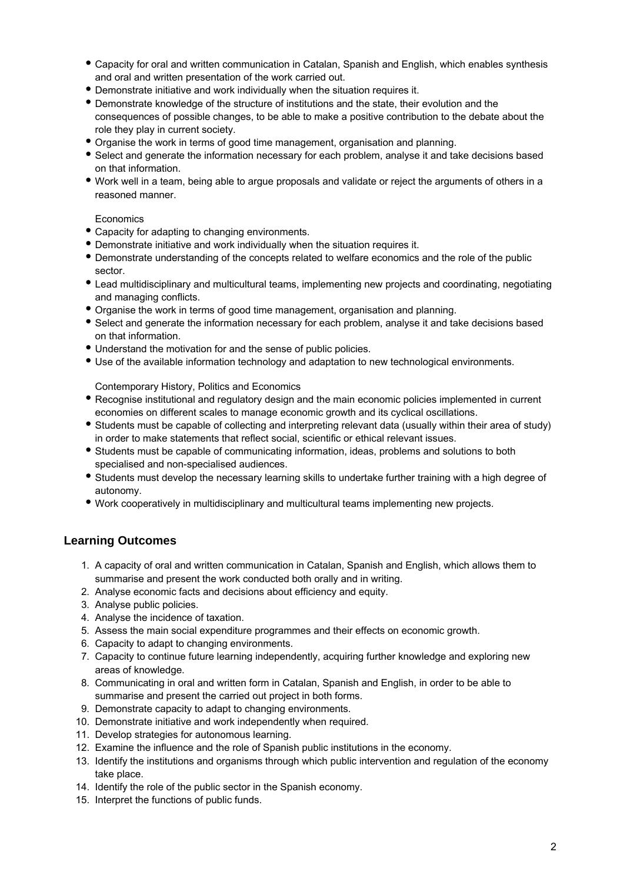- Capacity for oral and written communication in Catalan, Spanish and English, which enables synthesis and oral and written presentation of the work carried out.
- Demonstrate initiative and work individually when the situation requires it.
- Demonstrate knowledge of the structure of institutions and the state, their evolution and the consequences of possible changes, to be able to make a positive contribution to the debate about the role they play in current society.
- Organise the work in terms of good time management, organisation and planning.
- Select and generate the information necessary for each problem, analyse it and take decisions based on that information.
- Work well in a team, being able to argue proposals and validate or reject the arguments of others in a reasoned manner.

Economics

- Capacity for adapting to changing environments.
- Demonstrate initiative and work individually when the situation requires it.
- Demonstrate understanding of the concepts related to welfare economics and the role of the public sector.
- Lead multidisciplinary and multicultural teams, implementing new projects and coordinating, negotiating and managing conflicts.
- Organise the work in terms of good time management, organisation and planning.
- Select and generate the information necessary for each problem, analyse it and take decisions based on that information.
- Understand the motivation for and the sense of public policies.
- Use of the available information technology and adaptation to new technological environments.

Contemporary History, Politics and Economics

- Recognise institutional and regulatory design and the main economic policies implemented in current economies on different scales to manage economic growth and its cyclical oscillations.
- Students must be capable of collecting and interpreting relevant data (usually within their area of study) in order to make statements that reflect social, scientific or ethical relevant issues.
- Students must be capable of communicating information, ideas, problems and solutions to both specialised and non-specialised audiences.
- Students must develop the necessary learning skills to undertake further training with a high degree of autonomy.
- Work cooperatively in multidisciplinary and multicultural teams implementing new projects.

## Learning Outcomes

1. A capacity of oral and written communication in Catalan, Spanish and English, which allows them to summarise and present the work conducted both orally and in writing.
2. Analyse economic facts and decisions about efficiency and equity.
3. Analyse public policies.
4. Analyse the incidence of taxation.
5. Assess the main social expenditure programmes and their effects on economic growth.
6. Capacity to adapt to changing environments.
7. Capacity to continue future learning independently, acquiring further knowledge and exploring new areas of knowledge.
8. Communicating in oral and written form in Catalan, Spanish and English, in order to be able to summarise and present the carried out project in both forms.
9. Demonstrate capacity to adapt to changing environments.
10. Demonstrate initiative and work independently when required.
11. Develop strategies for autonomous learning.
12. Examine the influence and the role of Spanish public institutions in the economy.
13. Identify the institutions and organisms through which public intervention and regulation of the economy take place.
14. Identify the role of the public sector in the Spanish economy.
15. Interpret the functions of public funds.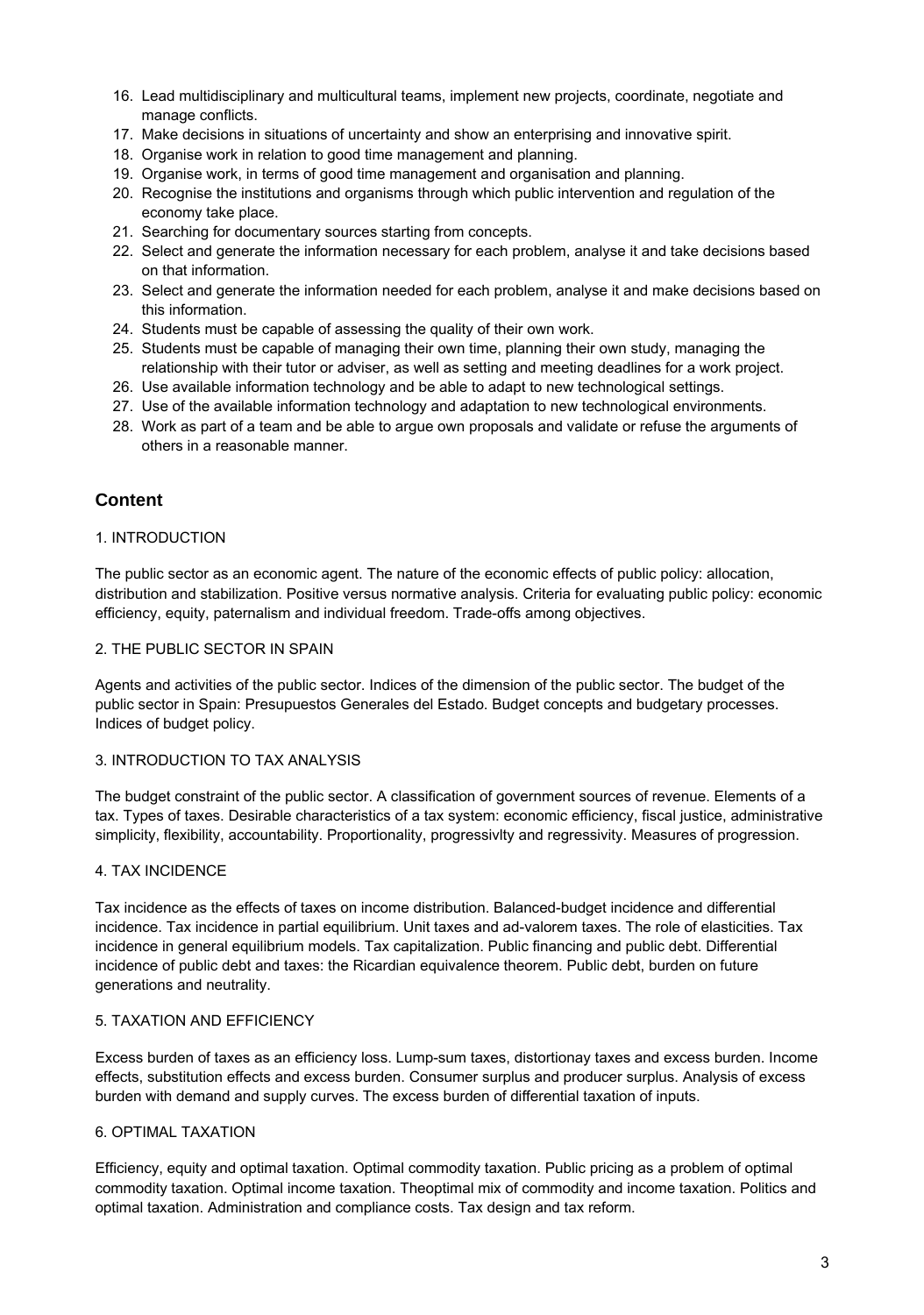16. Lead multidisciplinary and multicultural teams, implement new projects, coordinate, negotiate and manage conflicts.
17. Make decisions in situations of uncertainty and show an enterprising and innovative spirit.
18. Organise work in relation to good time management and planning.
19. Organise work, in terms of good time management and organisation and planning.
20. Recognise the institutions and organisms through which public intervention and regulation of the economy take place.
21. Searching for documentary sources starting from concepts.
22. Select and generate the information necessary for each problem, analyse it and take decisions based on that information.
23. Select and generate the information needed for each problem, analyse it and make decisions based on this information.
24. Students must be capable of assessing the quality of their own work.
25. Students must be capable of managing their own time, planning their own study, managing the relationship with their tutor or adviser, as well as setting and meeting deadlines for a work project.
26. Use available information technology and be able to adapt to new technological settings.
27. Use of the available information technology and adaptation to new technological environments.
28. Work as part of a team and be able to argue own proposals and validate or refuse the arguments of others in a reasonable manner.

## Content

1. INTRODUCTION

The public sector as an economic agent. The nature of the economic effects of public policy: allocation, distribution and stabilization. Positive versus normative analysis. Criteria for evaluating public policy: economic efficiency, equity, paternalism and individual freedom. Trade-offs among objectives.

2. THE PUBLIC SECTOR IN SPAIN

Agents and activities of the public sector. Indices of the dimension of the public sector. The budget of the public sector in Spain: Presupuestos Generales del Estado. Budget concepts and budgetary processes. Indices of budget policy.

3. INTRODUCTION TO TAX ANALYSIS

The budget constraint of the public sector. A classification of government sources of revenue. Elements of a tax. Types of taxes. Desirable characteristics of a tax system: economic efficiency, fiscal justice, administrative simplicity, flexibility, accountability. Proportionality, progressivlty and regressivity. Measures of progression.

4. TAX INCIDENCE

Tax incidence as the effects of taxes on income distribution. Balanced-budget incidence and differential incidence. Tax incidence in partial equilibrium. Unit taxes and ad-valorem taxes. The role of elasticities. Tax incidence in general equilibrium models. Tax capitalization. Public financing and public debt. Differential incidence of public debt and taxes: the Ricardian equivalence theorem. Public debt, burden on future generations and neutrality.

5. TAXATION AND EFFICIENCY

Excess burden of taxes as an efficiency loss. Lump-sum taxes, distortionay taxes and excess burden. Income effects, substitution effects and excess burden. Consumer surplus and producer surplus. Analysis of excess burden with demand and supply curves. The excess burden of differential taxation of inputs.

6. OPTIMAL TAXATION

Efficiency, equity and optimal taxation. Optimal commodity taxation. Public pricing as a problem of optimal commodity taxation. Optimal income taxation. Theoptimal mix of commodity and income taxation. Politics and optimal taxation. Administration and compliance costs. Tax design and tax reform.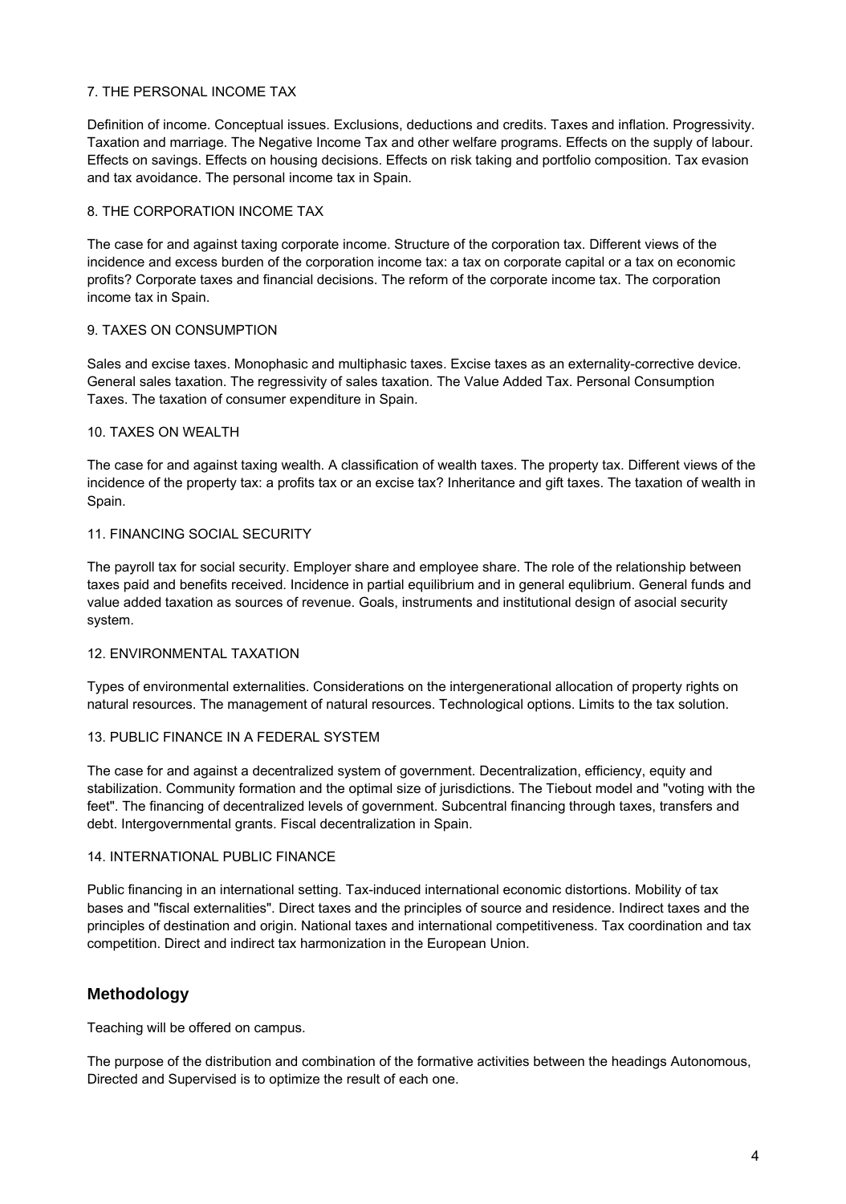7. THE PERSONAL INCOME TAX

Definition of income. Conceptual issues. Exclusions, deductions and credits. Taxes and inflation. Progressivity. Taxation and marriage. The Negative Income Tax and other welfare programs. Effects on the supply of labour. Effects on savings. Effects on housing decisions. Effects on risk taking and portfolio composition. Tax evasion and tax avoidance. The personal income tax in Spain.

8. THE CORPORATION INCOME TAX

The case for and against taxing corporate income. Structure of the corporation tax. Different views of the incidence and excess burden of the corporation income tax: a tax on corporate capital or a tax on economic profits? Corporate taxes and financial decisions. The reform of the corporate income tax. The corporation income tax in Spain.

9. TAXES ON CONSUMPTION

Sales and excise taxes. Monophasic and multiphasic taxes. Excise taxes as an externality-corrective device. General sales taxation. The regressivity of sales taxation. The Value Added Tax. Personal Consumption Taxes. The taxation of consumer expenditure in Spain.

10. TAXES ON WEALTH

The case for and against taxing wealth. A classification of wealth taxes. The property tax. Different views of the incidence of the property tax: a profits tax or an excise tax? Inheritance and gift taxes. The taxation of wealth in Spain.

11. FINANCING SOCIAL SECURITY

The payroll tax for social security. Employer share and employee share. The role of the relationship between taxes paid and benefits received. Incidence in partial equilibrium and in general equlibrium. General funds and value added taxation as sources of revenue. Goals, instruments and institutional design of asocial security system.

12. ENVIRONMENTAL TAXATION

Types of environmental externalities. Considerations on the intergenerational allocation of property rights on natural resources. The management of natural resources. Technological options. Limits to the tax solution.

13. PUBLIC FINANCE IN A FEDERAL SYSTEM

The case for and against a decentralized system of government. Decentralization, efficiency, equity and stabilization. Community formation and the optimal size of jurisdictions. The Tiebout model and "voting with the feet". The financing of decentralized levels of government. Subcentral financing through taxes, transfers and debt. Intergovernmental grants. Fiscal decentralization in Spain.

14. INTERNATIONAL PUBLIC FINANCE

Public financing in an international setting. Tax-induced international economic distortions. Mobility of tax bases and "fiscal externalities". Direct taxes and the principles of source and residence. Indirect taxes and the principles of destination and origin. National taxes and international competitiveness. Tax coordination and tax competition. Direct and indirect tax harmonization in the European Union.

## Methodology

Teaching will be offered on campus.

The purpose of the distribution and combination of the formative activities between the headings Autonomous, Directed and Supervised is to optimize the result of each one.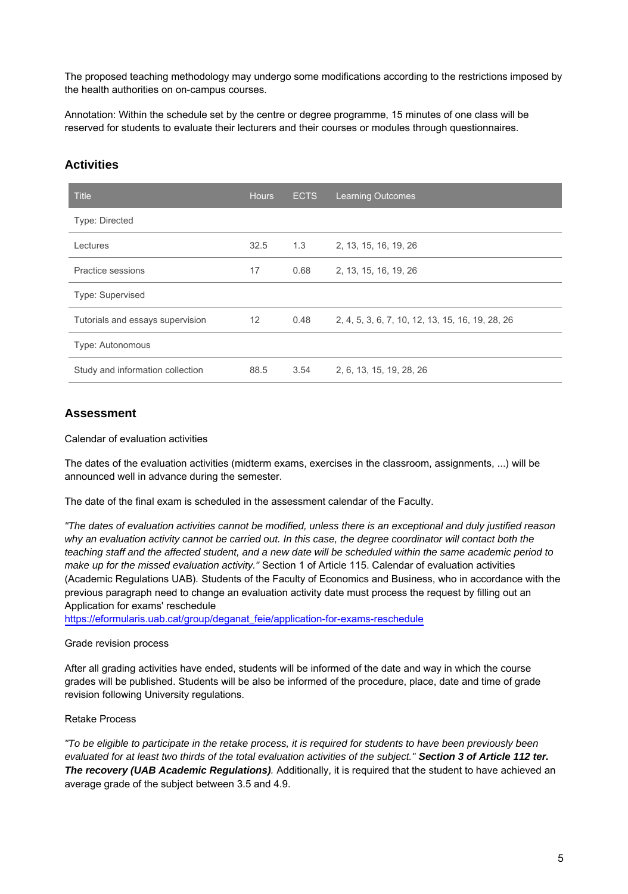The proposed teaching methodology may undergo some modifications according to the restrictions imposed by the health authorities on on-campus courses.

Annotation: Within the schedule set by the centre or degree programme, 15 minutes of one class will be reserved for students to evaluate their lecturers and their courses or modules through questionnaires.

## Activities

| Title | Hours | ECTS | Learning Outcomes |
|---|---|---|---|
| Type: Directed | | | |
| Lectures | 32.5 | 1.3 | 2, 13, 15, 16, 19, 26 |
| Practice sessions | 17 | 0.68 | 2, 13, 15, 16, 19, 26 |
| Type: Supervised | | | |
| Tutorials and essays supervision | 12 | 0.48 | 2, 4, 5, 3, 6, 7, 10, 12, 13, 15, 16, 19, 28, 26 |
| Type: Autonomous | | | |
| Study and information collection | 88.5 | 3.54 | 2, 6, 13, 15, 19, 28, 26 |

## Assessment

Calendar of evaluation activities

The dates of the evaluation activities (midterm exams, exercises in the classroom, assignments, ...) will be announced well in advance during the semester.

The date of the final exam is scheduled in the assessment calendar of the Faculty.

*"The dates of evaluation activities cannot be modified, unless there is an exceptional and duly justified reason why an evaluation activity cannot be carried out. In this case, the degree coordinator will contact both the teaching staff and the affected student, and a new date will be scheduled within the same academic period to make up for the missed evaluation activity."* Section 1 of Article 115. Calendar of evaluation activities (Academic Regulations UAB). Students of the Faculty of Economics and Business, who in accordance with the previous paragraph need to change an evaluation activity date must process the request by filling out an Application for exams' reschedule
https://eformularis.uab.cat/group/deganat_feie/application-for-exams-reschedule

Grade revision process

After all grading activities have ended, students will be informed of the date and way in which the course grades will be published. Students will be also be informed of the procedure, place, date and time of grade revision following University regulations.

Retake Process

*"To be eligible to participate in the retake process, it is required for students to have been previously been evaluated for at least two thirds of the total evaluation activities of the subject."* ***Section 3 of Article 112 ter. The recovery (UAB Academic Regulations)***. Additionally, it is required that the student to have achieved an average grade of the subject between 3.5 and 4.9.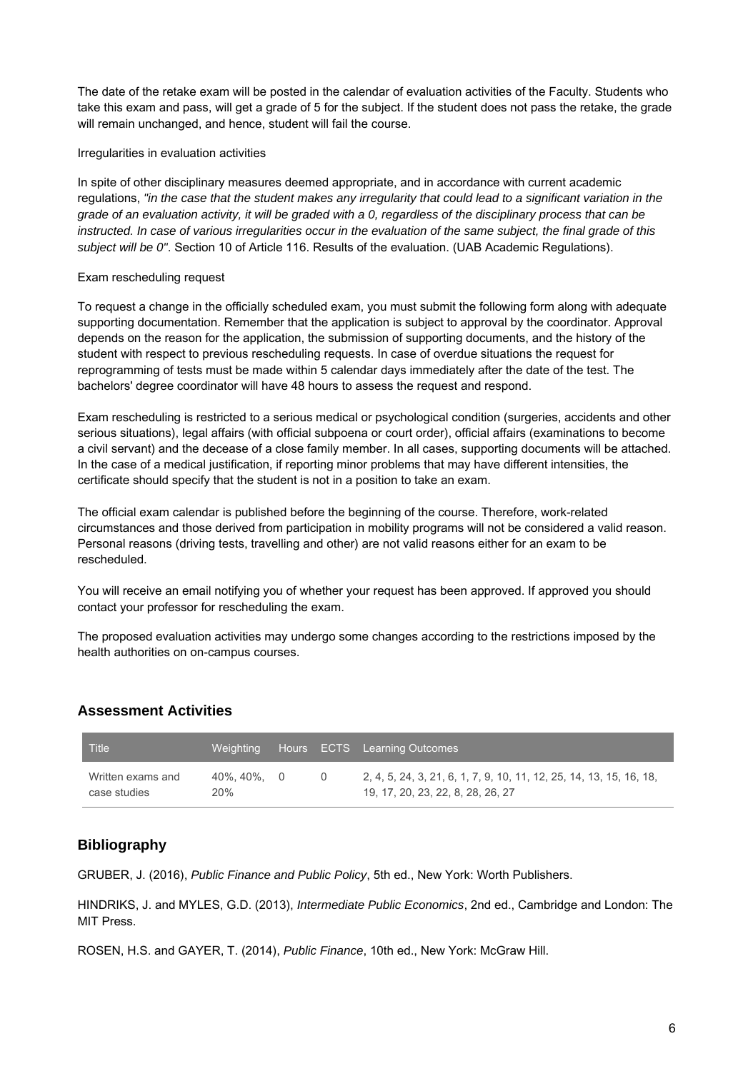The date of the retake exam will be posted in the calendar of evaluation activities of the Faculty. Students who take this exam and pass, will get a grade of 5 for the subject. If the student does not pass the retake, the grade will remain unchanged, and hence, student will fail the course.

Irregularities in evaluation activities

In spite of other disciplinary measures deemed appropriate, and in accordance with current academic regulations, *"in the case that the student makes any irregularity that could lead to a significant variation in the grade of an evaluation activity, it will be graded with a 0, regardless of the disciplinary process that can be instructed. In case of various irregularities occur in the evaluation of the same subject, the final grade of this subject will be 0"*. Section 10 of Article 116. Results of the evaluation. (UAB Academic Regulations).

Exam rescheduling request

To request a change in the officially scheduled exam, you must submit the following form along with adequate supporting documentation. Remember that the application is subject to approval by the coordinator. Approval depends on the reason for the application, the submission of supporting documents, and the history of the student with respect to previous rescheduling requests. In case of overdue situations the request for reprogramming of tests must be made within 5 calendar days immediately after the date of the test. The bachelors' degree coordinator will have 48 hours to assess the request and respond.

Exam rescheduling is restricted to a serious medical or psychological condition (surgeries, accidents and other serious situations), legal affairs (with official subpoena or court order), official affairs (examinations to become a civil servant) and the decease of a close family member. In all cases, supporting documents will be attached. In the case of a medical justification, if reporting minor problems that may have different intensities, the certificate should specify that the student is not in a position to take an exam.

The official exam calendar is published before the beginning of the course. Therefore, work-related circumstances and those derived from participation in mobility programs will not be considered a valid reason. Personal reasons (driving tests, travelling and other) are not valid reasons either for an exam to be rescheduled.

You will receive an email notifying you of whether your request has been approved. If approved you should contact your professor for rescheduling the exam.

The proposed evaluation activities may undergo some changes according to the restrictions imposed by the health authorities on on-campus courses.

## Assessment Activities

| Title | Weighting | Hours | ECTS | Learning Outcomes |
|---|---|---|---|---|
| Written exams and case studies | 40%, 40%, 20% | 0 | 0 | 2, 4, 5, 24, 3, 21, 6, 1, 7, 9, 10, 11, 12, 25, 14, 13, 15, 16, 18, 19, 17, 20, 23, 22, 8, 28, 26, 27 |

## Bibliography

GRUBER, J. (2016), *Public Finance and Public Policy*, 5th ed., New York: Worth Publishers.

HINDRIKS, J. and MYLES, G.D. (2013), *Intermediate Public Economics*, 2nd ed., Cambridge and London: The MIT Press.

ROSEN, H.S. and GAYER, T. (2014), *Public Finance*, 10th ed., New York: McGraw Hill.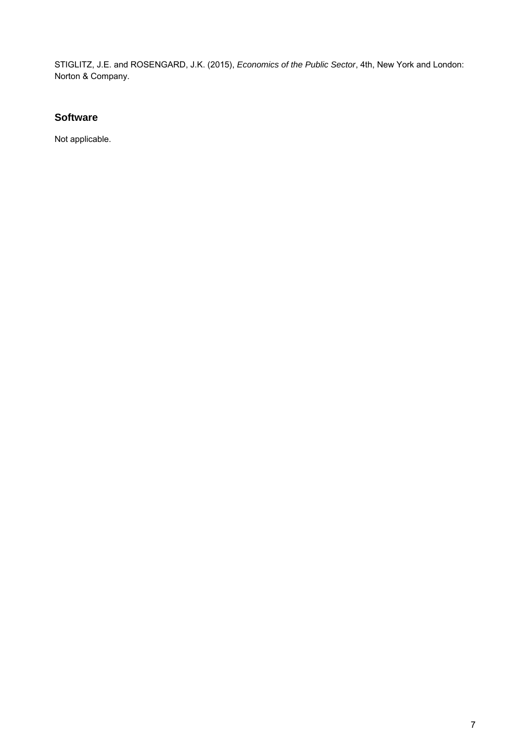STIGLITZ, J.E. and ROSENGARD, J.K. (2015), *Economics of the Public Sector*, 4th, New York and London: Norton & Company.

## Software

Not applicable.